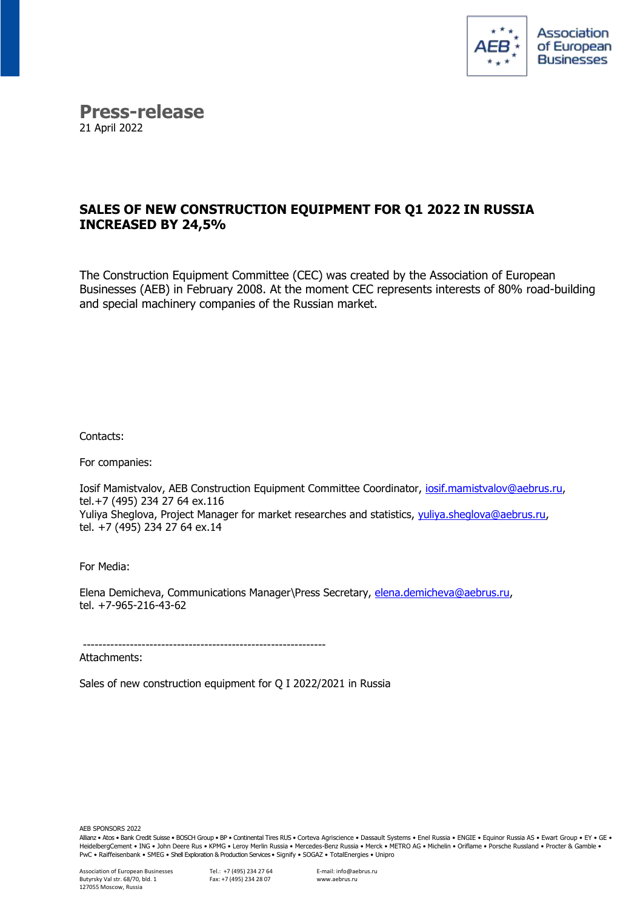Association of European Businesses

# Press-release

21 April 2022

## SALES OF NEW CONSTRUCTION EQUIPMENT FOR Q1 2022 IN RUSSIA INCREASED BY 24,5%

The Construction Equipment Committee (CEC) was created by the Association of European Businesses (AEB) in February 2008. At the moment CEC represents interests of 80% road-building and special machinery companies of the Russian market.

Contacts:

For companies:

Iosif Mamistvalov, AEB Construction Equipment Committee Coordinator, iosif.mamistvalov@aebrus.ru, tel.+7 (495) 234 27 64 ex.116
Yuliya Sheglova, Project Manager for market researches and statistics, yuliya.sheglova@aebrus.ru, tel. +7 (495) 234 27 64 ex.14

For Media:

Elena Demicheva, Communications Manager\Press Secretary, elena.demicheva@aebrus.ru, tel. +7-965-216-43-62

--------------------------------------------------------------
Attachments:

Sales of new construction equipment for Q I 2022/2021 in Russia

AEB SPONSORS 2022
Allianz • Atos • Bank Credit Suisse • BOSCH Group • BP • Continental Tires RUS • Corteva Agriscience • Dassault Systems • Enel Russia • ENGIE • Equinor Russia AS • Ewart Group • EY • GE • HeidelbergCement • ING • John Deere Rus • KPMG • Leroy Merlin Russia • Mercedes-Benz Russia • Merck • METRO AG • Michelin • Oriflame • Porsche Russland • Procter & Gamble • PwC • Raiffeisenbank • SMEG • Shell Exploration & Production Services • Signify • SOGAZ • TotalEnergies • Unipro

Association of European Businesses
Butyrsky Val str. 68/70, bld. 1
127055 Moscow, Russia

Tel.: +7 (495) 234 27 64
Fax: +7 (495) 234 28 07

E-mail: info@aebrus.ru
www.aebrus.ru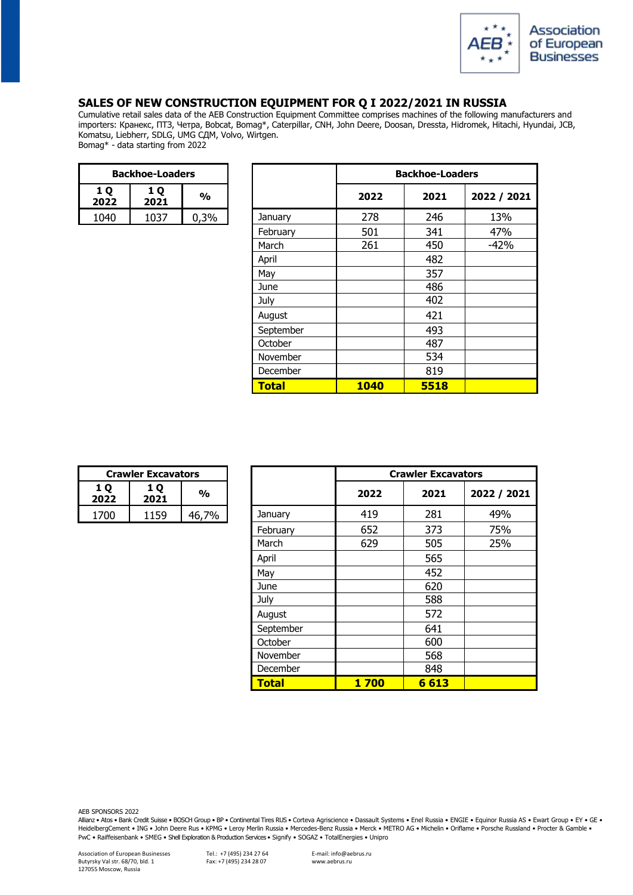# SALES OF NEW CONSTRUCTION EQUIPMENT FOR Q I 2022/2021 IN RUSSIA

Cumulative retail sales data of the AEB Construction Equipment Committee comprises machines of the following manufacturers and importers: Кранекс, ПТЗ, Четра, Bobcat, Bomag*, Caterpillar, CNH, John Deere, Doosan, Dressta, Hidromek, Hitachi, Hyundai, JCB, Komatsu, Liebherr, SDLG, UMG СДМ, Volvo, Wirtgen.
Bomag* - data starting from 2022

| Backhoe-Loaders | | |
|---|---|---|
| 1 Q 2022 | 1 Q 2021 | % |
| 1040 | 1037 | 0,3% |

| | Backhoe-Loaders | | |
|---|---|---|---|
| | 2022 | 2021 | 2022 / 2021 |
| January | 278 | 246 | 13% |
| February | 501 | 341 | 47% |
| March | 261 | 450 | -42% |
| April | | 482 | |
| May | | 357 | |
| June | | 486 | |
| July | | 402 | |
| August | | 421 | |
| September | | 493 | |
| October | | 487 | |
| November | | 534 | |
| December | | 819 | |
| **Total** | **1040** | **5518** | |

| Crawler Excavators | | |
|---|---|---|
| 1 Q 2022 | 1 Q 2021 | % |
| 1700 | 1159 | 46,7% |

| | Crawler Excavators | | |
|---|---|---|---|
| | 2022 | 2021 | 2022 / 2021 |
| January | 419 | 281 | 49% |
| February | 652 | 373 | 75% |
| March | 629 | 505 | 25% |
| April | | 565 | |
| May | | 452 | |
| June | | 620 | |
| July | | 588 | |
| August | | 572 | |
| September | | 641 | |
| October | | 600 | |
| November | | 568 | |
| December | | 848 | |
| **Total** | **1 700** | **6 613** | |

AEB SPONSORS 2022
Allianz • Atos • Bank Credit Suisse • BOSCH Group • BP • Continental Tires RUS • Corteva Agriscience • Dassault Systems • Enel Russia • ENGIE • Equinor Russia AS • Ewart Group • EY • GE • HeidelbergCement • ING • John Deere Rus • KPMG • Leroy Merlin Russia • Mercedes-Benz Russia • Merck • METRO AG • Michelin • Oriflame • Porsche Russland • Procter & Gamble • PwC • Raiffeisenbank • SMEG • Shell Exploration & Production Services • Signify • SOGAZ • TotalEnergies • Unipro

Association of European Businesses
Butyrsky Val str. 68/70, bld. 1
127055 Moscow, Russia

Tel.: +7 (495) 234 27 64
Fax: +7 (495) 234 28 07

E-mail: info@aebrus.ru
www.aebrus.ru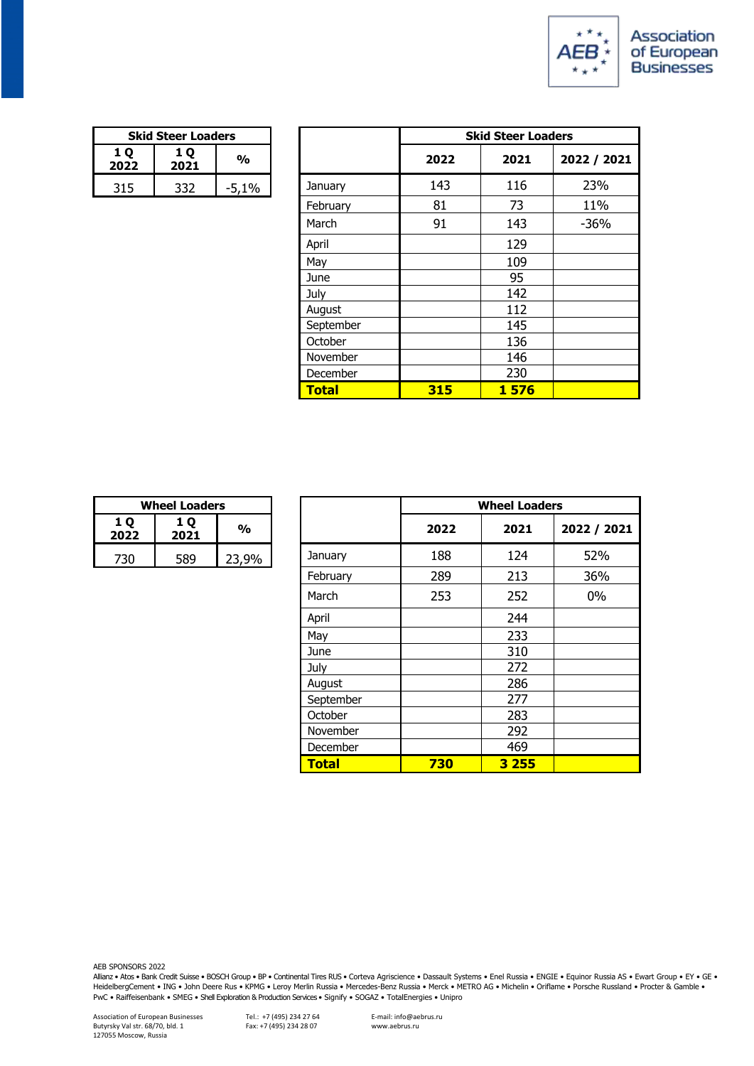| Skid Steer Loaders | | |
|---|---|---|
| 1 Q 2022 | 1 Q 2021 | % |
| 315 | 332 | -5,1% |

| | Skid Steer Loaders | | |
|---|---|---|---|
| | 2022 | 2021 | 2022 / 2021 |
| January | 143 | 116 | 23% |
| February | 81 | 73 | 11% |
| March | 91 | 143 | -36% |
| April | | 129 | |
| May | | 109 | |
| June | | 95 | |
| July | | 142 | |
| August | | 112 | |
| September | | 145 | |
| October | | 136 | |
| November | | 146 | |
| December | | 230 | |
| **Total** | **315** | **1 576** | |

| Wheel Loaders | | |
|---|---|---|
| 1 Q 2022 | 1 Q 2021 | % |
| 730 | 589 | 23,9% |

| | Wheel Loaders | | |
|---|---|---|---|
| | 2022 | 2021 | 2022 / 2021 |
| January | 188 | 124 | 52% |
| February | 289 | 213 | 36% |
| March | 253 | 252 | 0% |
| April | | 244 | |
| May | | 233 | |
| June | | 310 | |
| July | | 272 | |
| August | | 286 | |
| September | | 277 | |
| October | | 283 | |
| November | | 292 | |
| December | | 469 | |
| **Total** | **730** | **3 255** | |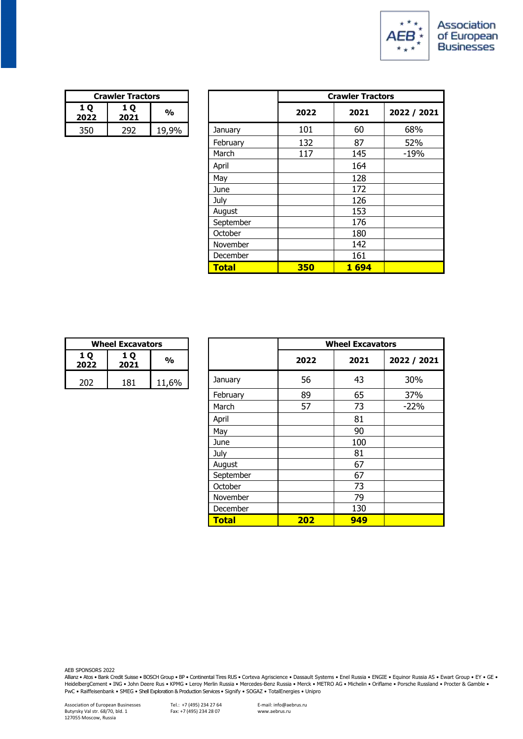| Crawler Tractors | | |
|---|---|---|
| 1 Q 2022 | 1 Q 2021 | % |
| 350 | 292 | 19,9% |

| | Crawler Tractors | | |
|---|---|---|---|
| | 2022 | 2021 | 2022 / 2021 |
| January | 101 | 60 | 68% |
| February | 132 | 87 | 52% |
| March | 117 | 145 | -19% |
| April | | 164 | |
| May | | 128 | |
| June | | 172 | |
| July | | 126 | |
| August | | 153 | |
| September | | 176 | |
| October | | 180 | |
| November | | 142 | |
| December | | 161 | |
| **Total** | **350** | **1 694** | |

| Wheel Excavators | | |
|---|---|---|
| 1 Q 2022 | 1 Q 2021 | % |
| 202 | 181 | 11,6% |

| | Wheel Excavators | | |
|---|---|---|---|
| | 2022 | 2021 | 2022 / 2021 |
| January | 56 | 43 | 30% |
| February | 89 | 65 | 37% |
| March | 57 | 73 | -22% |
| April | | 81 | |
| May | | 90 | |
| June | | 100 | |
| July | | 81 | |
| August | | 67 | |
| September | | 67 | |
| October | | 73 | |
| November | | 79 | |
| December | | 130 | |
| **Total** | **202** | **949** | |

AEB SPONSORS 2022
Allianz • Atos • Bank Credit Suisse • BOSCH Group • BP • Continental Tires RUS • Corteva Agriscience • Dassault Systems • Enel Russia • ENGIE • Equinor Russia AS • Ewart Group • EY • GE • HeidelbergCement • ING • John Deere Rus • KPMG • Leroy Merlin Russia • Mercedes-Benz Russia • Merck • METRO AG • Michelin • Oriflame • Porsche Russland • Procter & Gamble • PwC • Raiffeisenbank • SMEG • Shell Exploration & Production Services • Signify • SOGAZ • TotalEnergies • Unipro

Association of European Businesses
Butyrsky Val str. 68/70, bld. 1
127055 Moscow, Russia

Tel.: +7 (495) 234 27 64
Fax: +7 (495) 234 28 07

E-mail: info@aebrus.ru
www.aebrus.ru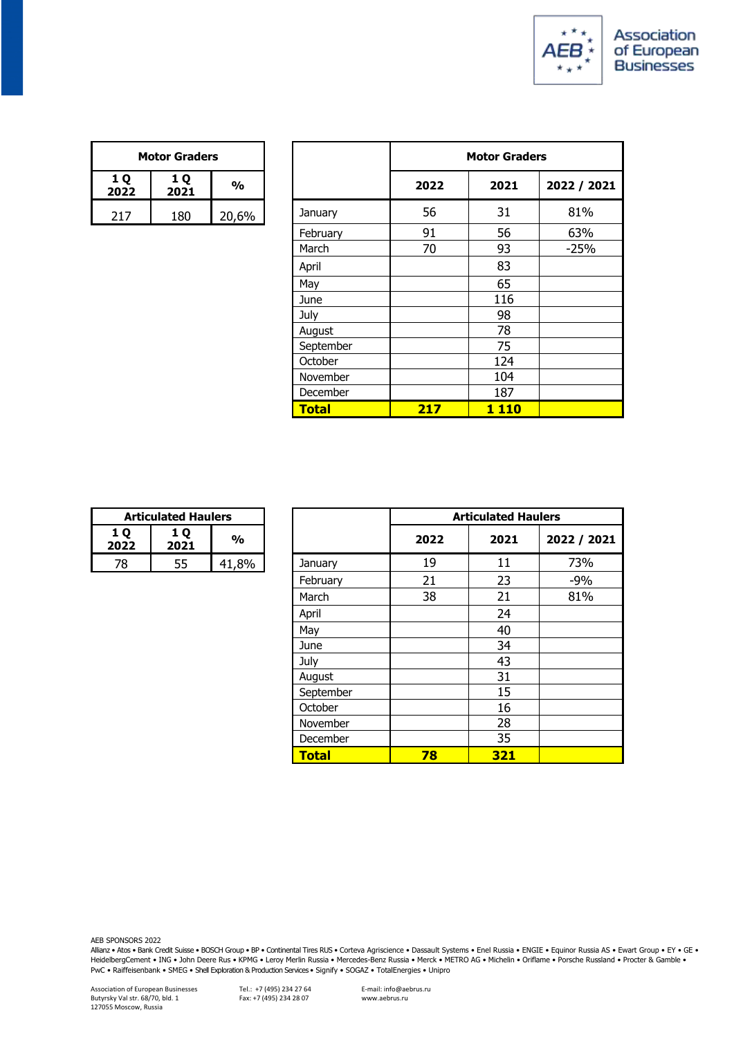| Motor Graders | | |
|---|---|---|
| 1 Q 2022 | 1 Q 2021 | % |
| 217 | 180 | 20,6% |

| | Motor Graders | | |
|---|---|---|---|
| | 2022 | 2021 | 2022 / 2021 |
| January | 56 | 31 | 81% |
| February | 91 | 56 | 63% |
| March | 70 | 93 | -25% |
| April | | 83 | |
| May | | 65 | |
| June | | 116 | |
| July | | 98 | |
| August | | 78 | |
| September | | 75 | |
| October | | 124 | |
| November | | 104 | |
| December | | 187 | |
| **Total** | **217** | **1 110** | |

| Articulated Haulers | | |
|---|---|---|
| 1 Q 2022 | 1 Q 2021 | % |
| 78 | 55 | 41,8% |

| | Articulated Haulers | | |
|---|---|---|---|
| | 2022 | 2021 | 2022 / 2021 |
| January | 19 | 11 | 73% |
| February | 21 | 23 | -9% |
| March | 38 | 21 | 81% |
| April | | 24 | |
| May | | 40 | |
| June | | 34 | |
| July | | 43 | |
| August | | 31 | |
| September | | 15 | |
| October | | 16 | |
| November | | 28 | |
| December | | 35 | |
| **Total** | **78** | **321** | |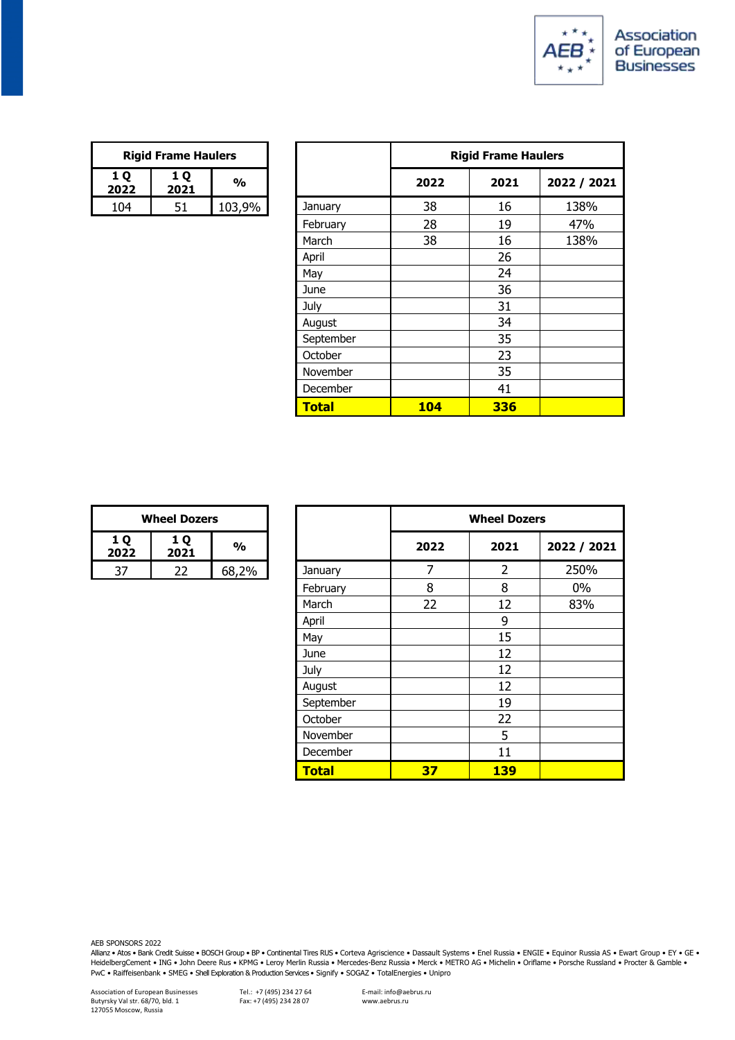| Rigid Frame Haulers | | |
|---|---|---|
| 1 Q 2022 | 1 Q 2021 | % |
| 104 | 51 | 103,9% |

| | Rigid Frame Haulers | | |
|---|---|---|---|
| | 2022 | 2021 | 2022 / 2021 |
| January | 38 | 16 | 138% |
| February | 28 | 19 | 47% |
| March | 38 | 16 | 138% |
| April | | 26 | |
| May | | 24 | |
| June | | 36 | |
| July | | 31 | |
| August | | 34 | |
| September | | 35 | |
| October | | 23 | |
| November | | 35 | |
| December | | 41 | |
| **Total** | **104** | **336** | |

| Wheel Dozers | | |
|---|---|---|
| 1 Q 2022 | 1 Q 2021 | % |
| 37 | 22 | 68,2% |

| | Wheel Dozers | | |
|---|---|---|---|
| | 2022 | 2021 | 2022 / 2021 |
| January | 7 | 2 | 250% |
| February | 8 | 8 | 0% |
| March | 22 | 12 | 83% |
| April | | 9 | |
| May | | 15 | |
| June | | 12 | |
| July | | 12 | |
| August | | 12 | |
| September | | 19 | |
| October | | 22 | |
| November | | 5 | |
| December | | 11 | |
| **Total** | **37** | **139** | |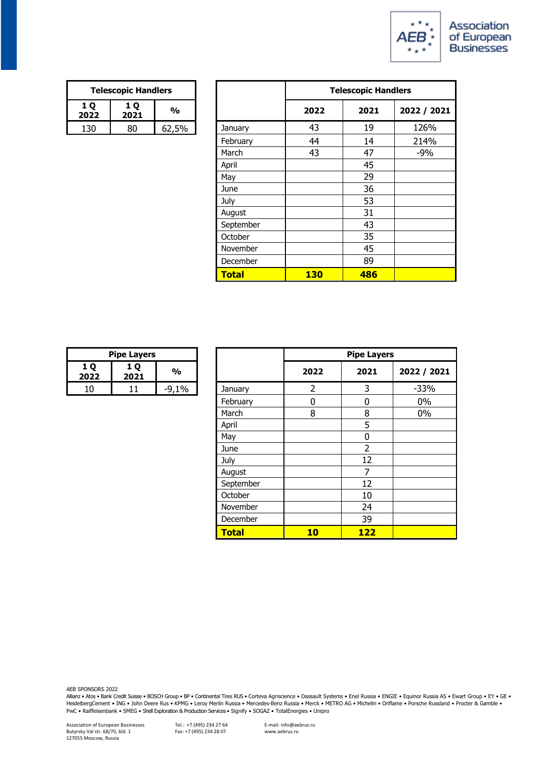| Telescopic Handlers | | |
|---|---|---|
| 1 Q 2022 | 1 Q 2021 | % |
| 130 | 80 | 62,5% |

| | Telescopic Handlers | | |
|---|---|---|---|
| | 2022 | 2021 | 2022 / 2021 |
| January | 43 | 19 | 126% |
| February | 44 | 14 | 214% |
| March | 43 | 47 | -9% |
| April | | 45 | |
| May | | 29 | |
| June | | 36 | |
| July | | 53 | |
| August | | 31 | |
| September | | 43 | |
| October | | 35 | |
| November | | 45 | |
| December | | 89 | |
| **Total** | **130** | **486** | |

| Pipe Layers | | |
|---|---|---|
| 1 Q 2022 | 1 Q 2021 | % |
| 10 | 11 | -9,1% |

| | Pipe Layers | | |
|---|---|---|---|
| | 2022 | 2021 | 2022 / 2021 |
| January | 2 | 3 | -33% |
| February | 0 | 0 | 0% |
| March | 8 | 8 | 0% |
| April | | 5 | |
| May | | 0 | |
| June | | 2 | |
| July | | 12 | |
| August | | 7 | |
| September | | 12 | |
| October | | 10 | |
| November | | 24 | |
| December | | 39 | |
| **Total** | **10** | **122** | |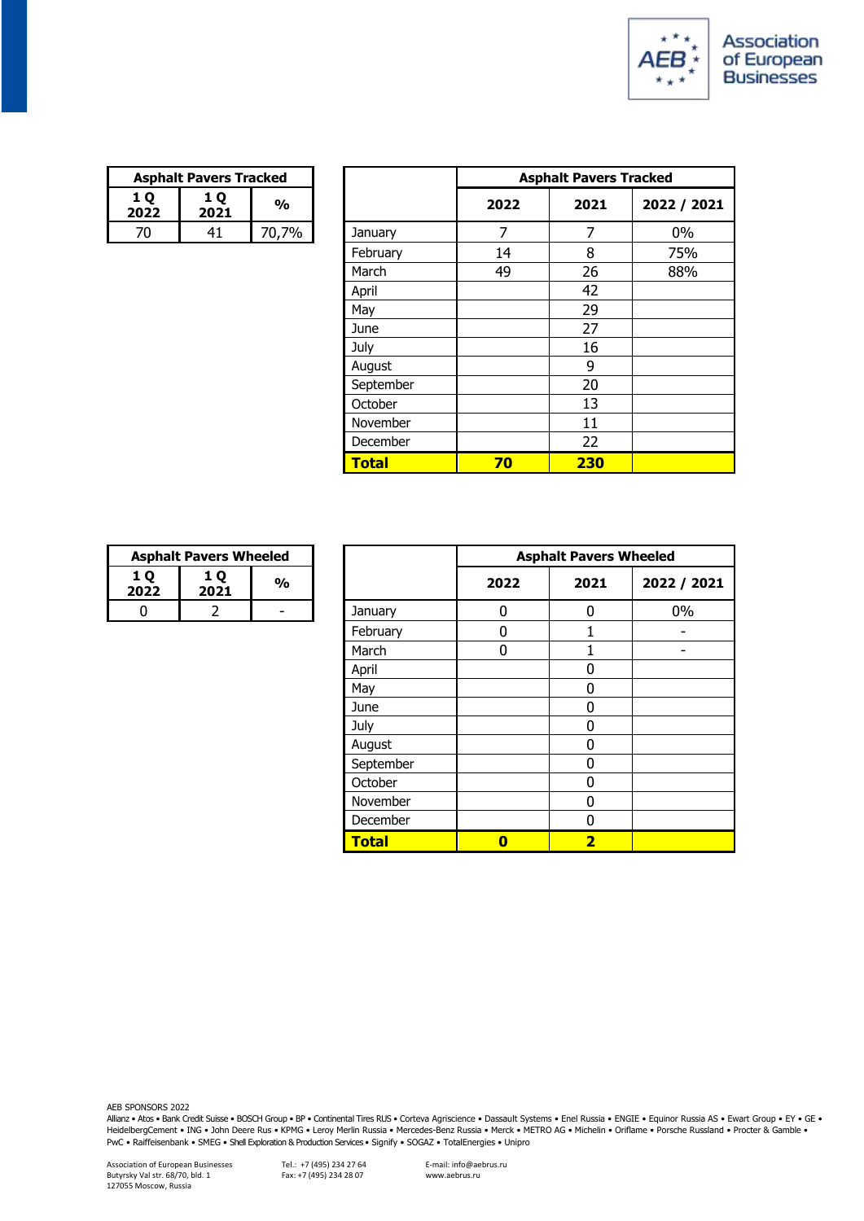| Asphalt Pavers Tracked | | |
|---|---|---|
| 1 Q 2022 | 1 Q 2021 | % |
| 70 | 41 | 70,7% |

| | Asphalt Pavers Tracked | | |
|---|---|---|---|
| | 2022 | 2021 | 2022 / 2021 |
| January | 7 | 7 | 0% |
| February | 14 | 8 | 75% |
| March | 49 | 26 | 88% |
| April | | 42 | |
| May | | 29 | |
| June | | 27 | |
| July | | 16 | |
| August | | 9 | |
| September | | 20 | |
| October | | 13 | |
| November | | 11 | |
| December | | 22 | |
| **Total** | **70** | **230** | |

| Asphalt Pavers Wheeled | | |
|---|---|---|
| 1 Q 2022 | 1 Q 2021 | % |
| 0 | 2 | - |

| | Asphalt Pavers Wheeled | | |
|---|---|---|---|
| | 2022 | 2021 | 2022 / 2021 |
| January | 0 | 0 | 0% |
| February | 0 | 1 | - |
| March | 0 | 1 | - |
| April | | 0 | |
| May | | 0 | |
| June | | 0 | |
| July | | 0 | |
| August | | 0 | |
| September | | 0 | |
| October | | 0 | |
| November | | 0 | |
| December | | 0 | |
| **Total** | **0** | **2** | |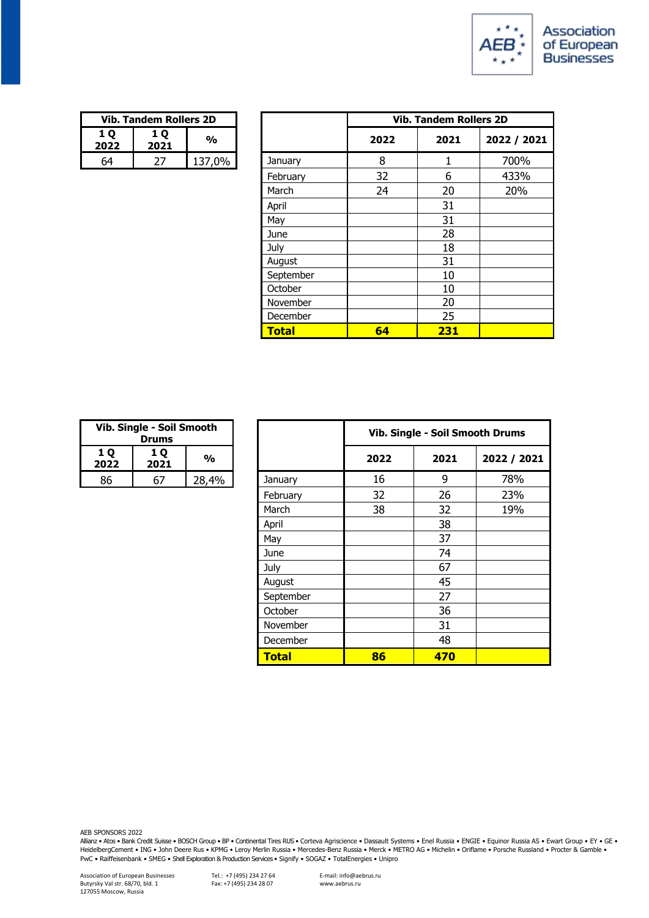| Vib. Tandem Rollers 2D | | |
|---|---|---|
| 1 Q 2022 | 1 Q 2021 | % |
| 64 | 27 | 137,0% |

| | Vib. Tandem Rollers 2D | | |
|---|---|---|---|
| | 2022 | 2021 | 2022 / 2021 |
| January | 8 | 1 | 700% |
| February | 32 | 6 | 433% |
| March | 24 | 20 | 20% |
| April | | 31 | |
| May | | 31 | |
| June | | 28 | |
| July | | 18 | |
| August | | 31 | |
| September | | 10 | |
| October | | 10 | |
| November | | 20 | |
| December | | 25 | |
| **Total** | **64** | **231** | |

| Vib. Single - Soil Smooth Drums | | |
|---|---|---|
| 1 Q 2022 | 1 Q 2021 | % |
| 86 | 67 | 28,4% |

| | Vib. Single - Soil Smooth Drums | | |
|---|---|---|---|
| | 2022 | 2021 | 2022 / 2021 |
| January | 16 | 9 | 78% |
| February | 32 | 26 | 23% |
| March | 38 | 32 | 19% |
| April | | 38 | |
| May | | 37 | |
| June | | 74 | |
| July | | 67 | |
| August | | 45 | |
| September | | 27 | |
| October | | 36 | |
| November | | 31 | |
| December | | 48 | |
| **Total** | **86** | **470** | |

AEB SPONSORS 2022

Allianz • Atos • Bank Credit Suisse • BOSCH Group • BP • Continental Tires RUS • Corteva Agriscience • Dassault Systems • Enel Russia • ENGIE • Equinor Russia AS • Ewart Group • EY • GE • HeidelbergCement • ING • John Deere Rus • KPMG • Leroy Merlin Russia • Mercedes-Benz Russia • Merck • METRO AG • Michelin • Oriflame • Porsche Russland • Procter & Gamble • PwC • Raiffeisenbank • SMEG • Shell Exploration & Production Services • Signify • SOGAZ • TotalEnergies • Unipro

Association of European Businesses
Butyrsky Val str. 68/70, bld. 1
127055 Moscow, Russia

Tel.: +7 (495) 234 27 64
Fax: +7 (495) 234 28 07

E-mail: info@aebrus.ru
www.aebrus.ru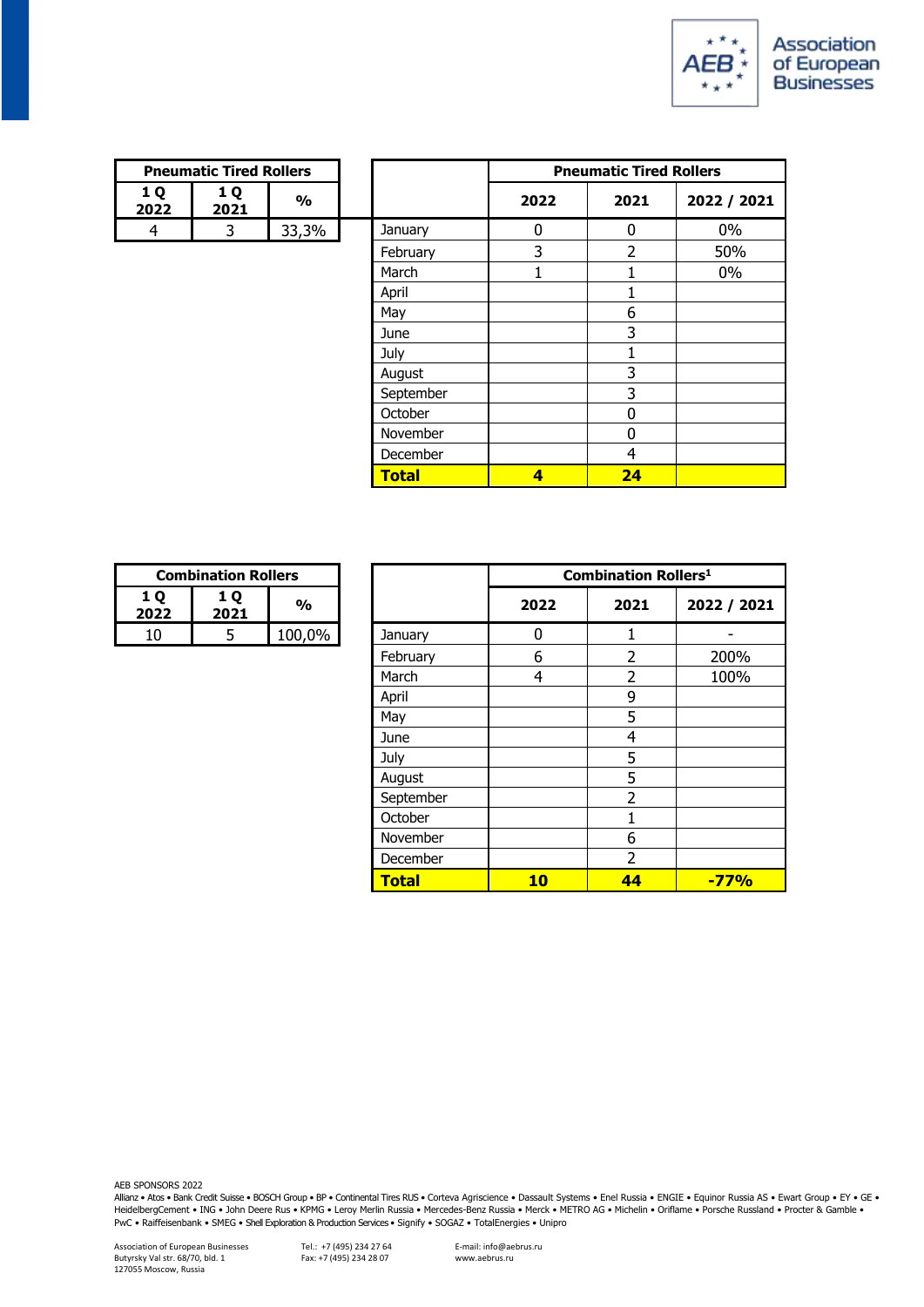| Pneumatic Tired Rollers | | |
|---|---|---|
| 1 Q 2022 | 1 Q 2021 | % |
| 4 | 3 | 33,3% |

| | Pneumatic Tired Rollers | | |
|---|---|---|---|
| | 2022 | 2021 | 2022 / 2021 |
| January | 0 | 0 | 0% |
| February | 3 | 2 | 50% |
| March | 1 | 1 | 0% |
| April | | 1 | |
| May | | 6 | |
| June | | 3 | |
| July | | 1 | |
| August | | 3 | |
| September | | 3 | |
| October | | 0 | |
| November | | 0 | |
| December | | 4 | |
| **Total** | **4** | **24** | |

| Combination Rollers | | |
|---|---|---|
| 1 Q 2022 | 1 Q 2021 | % |
| 10 | 5 | 100,0% |

| | Combination Rollers[1] | | |
|---|---|---|---|
| | 2022 | 2021 | 2022 / 2021 |
| January | 0 | 1 | - |
| February | 6 | 2 | 200% |
| March | 4 | 2 | 100% |
| April | | 9 | |
| May | | 5 | |
| June | | 4 | |
| July | | 5 | |
| August | | 5 | |
| September | | 2 | |
| October | | 1 | |
| November | | 6 | |
| December | | 2 | |
| **Total** | **10** | **44** | **-77%** |

AEB SPONSORS 2022
Allianz • Atos • Bank Credit Suisse • BOSCH Group • BP • Continental Tires RUS • Corteva Agriscience • Dassault Systems • Enel Russia • ENGIE • Equinor Russia AS • Ewart Group • EY • GE • HeidelbergCement • ING • John Deere Rus • KPMG • Leroy Merlin Russia • Mercedes-Benz Russia • Merck • METRO AG • Michelin • Oriflame • Porsche Russland • Procter & Gamble • PwC • Raiffeisenbank • SMEG • Shell Exploration & Production Services • Signify • SOGAZ • TotalEnergies • Unipro

Association of European Businesses
Butyrsky Val str. 68/70, bld. 1
127055 Moscow, Russia

Tel.: +7 (495) 234 27 64
Fax: +7 (495) 234 28 07

E-mail: info@aebrus.ru
www.aebrus.ru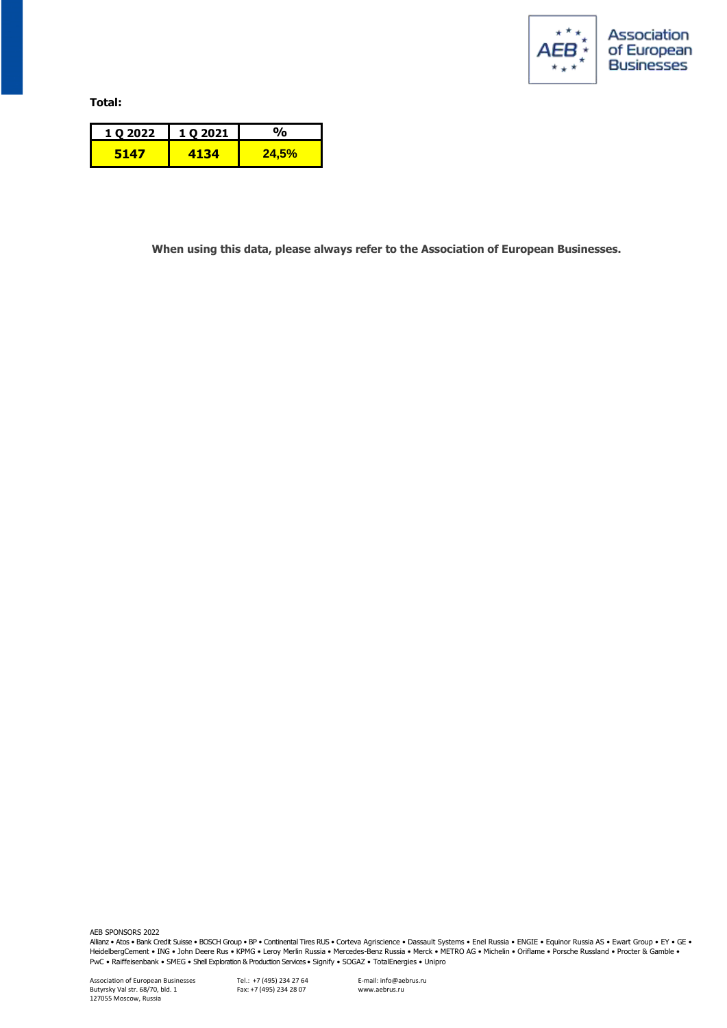**Total:**

| 1 Q 2022 | 1 Q 2021 | % |
|---|---|---|
| **5147** | **4134** | **24,5%** |

**When using this data, please always refer to the Association of European Businesses.**

AEB SPONSORS 2022
Allianz • Atos • Bank Credit Suisse • BOSCH Group • BP • Continental Tires RUS • Corteva Agriscience • Dassault Systems • Enel Russia • ENGIE • Equinor Russia AS • Ewart Group • EY • GE • HeidelbergCement • ING • John Deere Rus • KPMG • Leroy Merlin Russia • Mercedes-Benz Russia • Merck • METRO AG • Michelin • Oriflame • Porsche Russland • Procter & Gamble • PwC • Raiffeisenbank • SMEG • Shell Exploration & Production Services • Signify • SOGAZ • TotalEnergies • Unipro

Association of European Businesses
Butyrsky Val str. 68/70, bld. 1
127055 Moscow, Russia

Tel.: +7 (495) 234 27 64
Fax: +7 (495) 234 28 07

E-mail: info@aebrus.ru
www.aebrus.ru